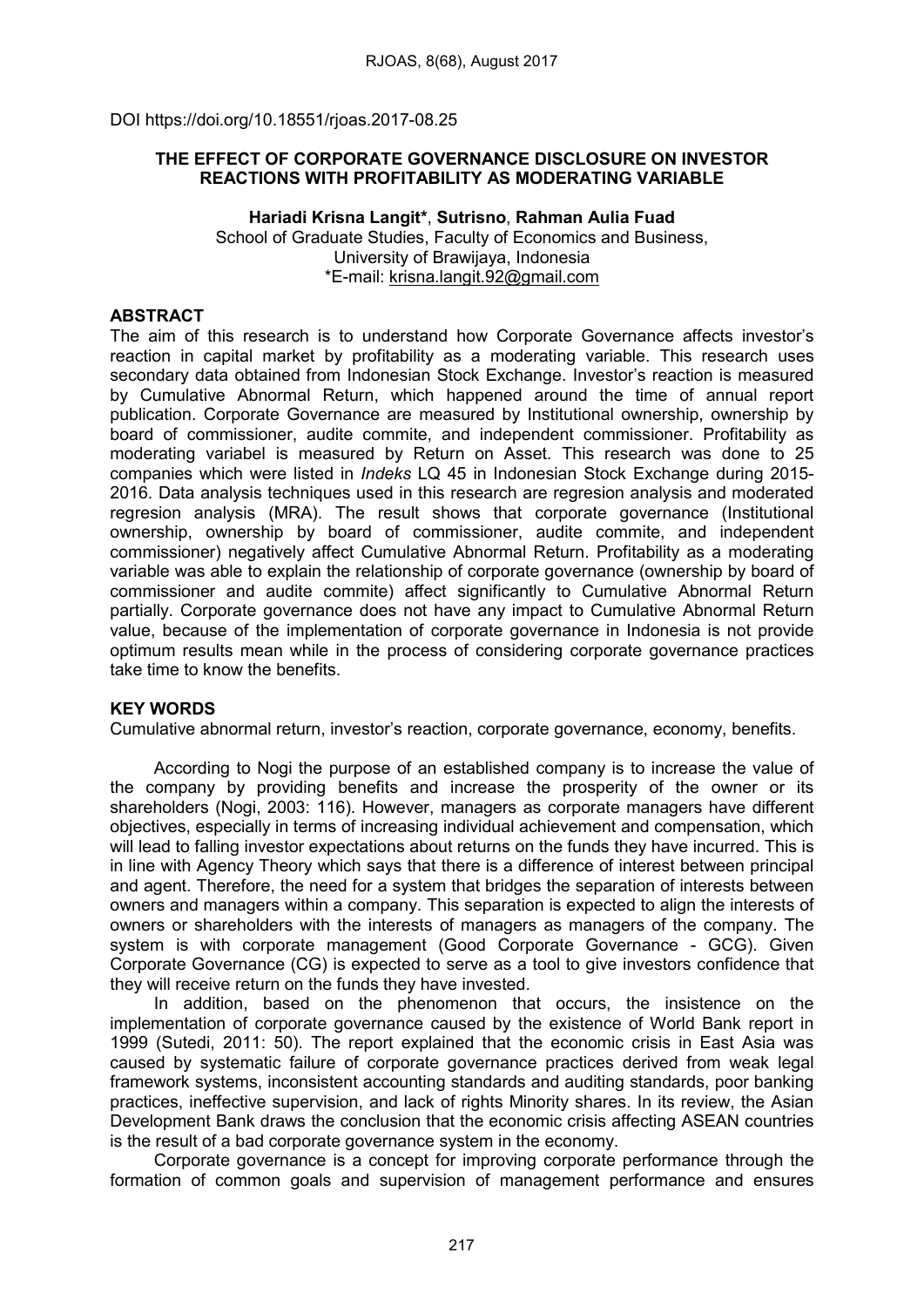DOI https://doi.org/10.18551/rjoas.2017-08.25

# THE EFFECT OF CORPORATE GOVERNANCE DISCLOSURE ON INVESTOR REACTIONS WITH PROFITABILITY AS MODERATING VARIABLE

**Hariadi Krisna Langit***, **Sutrisno**, **Rahman Aulia Fuad**
School of Graduate Studies, Faculty of Economics and Business,
University of Brawijaya, Indonesia
*E-mail: krisna.langit.92@gmail.com

## ABSTRACT

The aim of this research is to understand how Corporate Governance affects investor's reaction in capital market by profitability as a moderating variable. This research uses secondary data obtained from Indonesian Stock Exchange. Investor's reaction is measured by Cumulative Abnormal Return, which happened around the time of annual report publication. Corporate Governance are measured by Institutional ownership, ownership by board of commissioner, audite commite, and independent commissioner. Profitability as moderating variabel is measured by Return on Asset. This research was done to 25 companies which were listed in *Indeks* LQ 45 in Indonesian Stock Exchange during 2015-2016. Data analysis techniques used in this research are regresion analysis and moderated regresion analysis (MRA). The result shows that corporate governance (Institutional ownership, ownership by board of commissioner, audite commite, and independent commissioner) negatively affect Cumulative Abnormal Return. Profitability as a moderating variable was able to explain the relationship of corporate governance (ownership by board of commissioner and audite commite) affect significantly to Cumulative Abnormal Return partially. Corporate governance does not have any impact to Cumulative Abnormal Return value, because of the implementation of corporate governance in Indonesia is not provide optimum results mean while in the process of considering corporate governance practices take time to know the benefits.

## KEY WORDS

Cumulative abnormal return, investor's reaction, corporate governance, economy, benefits.

According to Nogi the purpose of an established company is to increase the value of the company by providing benefits and increase the prosperity of the owner or its shareholders (Nogi, 2003: 116). However, managers as corporate managers have different objectives, especially in terms of increasing individual achievement and compensation, which will lead to falling investor expectations about returns on the funds they have incurred. This is in line with Agency Theory which says that there is a difference of interest between principal and agent. Therefore, the need for a system that bridges the separation of interests between owners and managers within a company. This separation is expected to align the interests of owners or shareholders with the interests of managers as managers of the company. The system is with corporate management (Good Corporate Governance - GCG). Given Corporate Governance (CG) is expected to serve as a tool to give investors confidence that they will receive return on the funds they have invested.

In addition, based on the phenomenon that occurs, the insistence on the implementation of corporate governance caused by the existence of World Bank report in 1999 (Sutedi, 2011: 50). The report explained that the economic crisis in East Asia was caused by systematic failure of corporate governance practices derived from weak legal framework systems, inconsistent accounting standards and auditing standards, poor banking practices, ineffective supervision, and lack of rights Minority shares. In its review, the Asian Development Bank draws the conclusion that the economic crisis affecting ASEAN countries is the result of a bad corporate governance system in the economy.

Corporate governance is a concept for improving corporate performance through the formation of common goals and supervision of management performance and ensures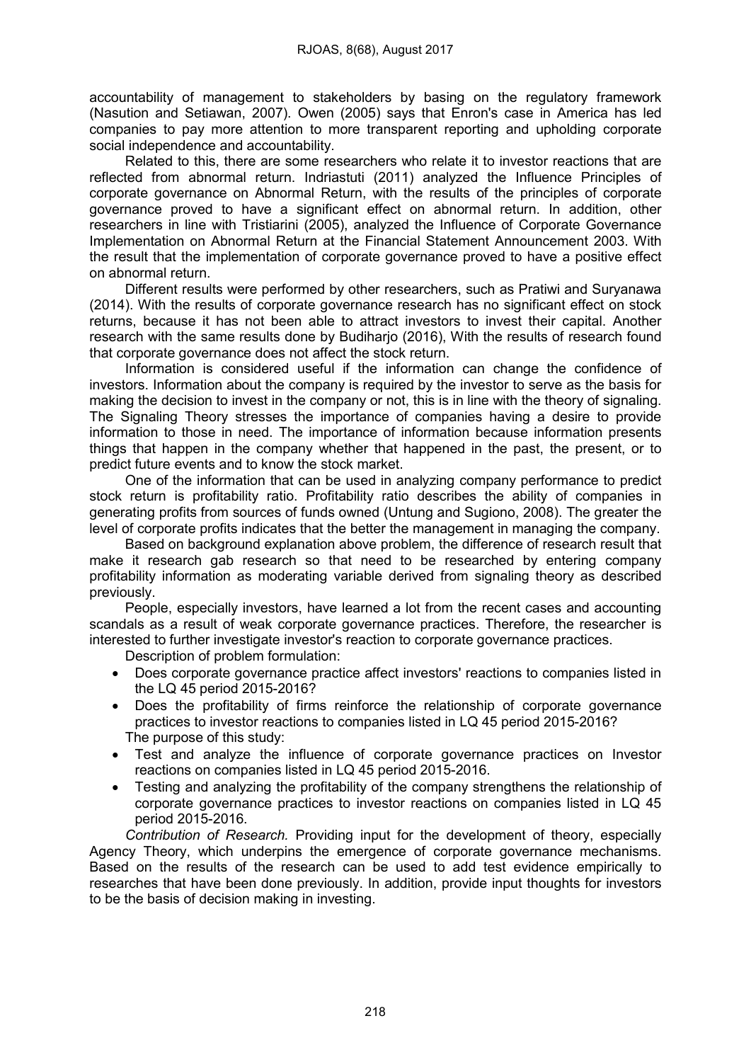accountability of management to stakeholders by basing on the regulatory framework (Nasution and Setiawan, 2007). Owen (2005) says that Enron's case in America has led companies to pay more attention to more transparent reporting and upholding corporate social independence and accountability.

Related to this, there are some researchers who relate it to investor reactions that are reflected from abnormal return. Indriastuti (2011) analyzed the Influence Principles of corporate governance on Abnormal Return, with the results of the principles of corporate governance proved to have a significant effect on abnormal return. In addition, other researchers in line with Tristiarini (2005), analyzed the Influence of Corporate Governance Implementation on Abnormal Return at the Financial Statement Announcement 2003. With the result that the implementation of corporate governance proved to have a positive effect on abnormal return.

Different results were performed by other researchers, such as Pratiwi and Suryanawa (2014). With the results of corporate governance research has no significant effect on stock returns, because it has not been able to attract investors to invest their capital. Another research with the same results done by Budiharjo (2016), With the results of research found that corporate governance does not affect the stock return.

Information is considered useful if the information can change the confidence of investors. Information about the company is required by the investor to serve as the basis for making the decision to invest in the company or not, this is in line with the theory of signaling. The Signaling Theory stresses the importance of companies having a desire to provide information to those in need. The importance of information because information presents things that happen in the company whether that happened in the past, the present, or to predict future events and to know the stock market.

One of the information that can be used in analyzing company performance to predict stock return is profitability ratio. Profitability ratio describes the ability of companies in generating profits from sources of funds owned (Untung and Sugiono, 2008). The greater the level of corporate profits indicates that the better the management in managing the company.

Based on background explanation above problem, the difference of research result that make it research gab research so that need to be researched by entering company profitability information as moderating variable derived from signaling theory as described previously.

People, especially investors, have learned a lot from the recent cases and accounting scandals as a result of weak corporate governance practices. Therefore, the researcher is interested to further investigate investor's reaction to corporate governance practices.

Description of problem formulation:

- Does corporate governance practice affect investors' reactions to companies listed in the LQ 45 period 2015-2016?
- Does the profitability of firms reinforce the relationship of corporate governance practices to investor reactions to companies listed in LQ 45 period 2015-2016?

The purpose of this study:

- Test and analyze the influence of corporate governance practices on Investor reactions on companies listed in LQ 45 period 2015-2016.
- Testing and analyzing the profitability of the company strengthens the relationship of corporate governance practices to investor reactions on companies listed in LQ 45 period 2015-2016.

*Contribution of Research.* Providing input for the development of theory, especially Agency Theory, which underpins the emergence of corporate governance mechanisms. Based on the results of the research can be used to add test evidence empirically to researches that have been done previously. In addition, provide input thoughts for investors to be the basis of decision making in investing.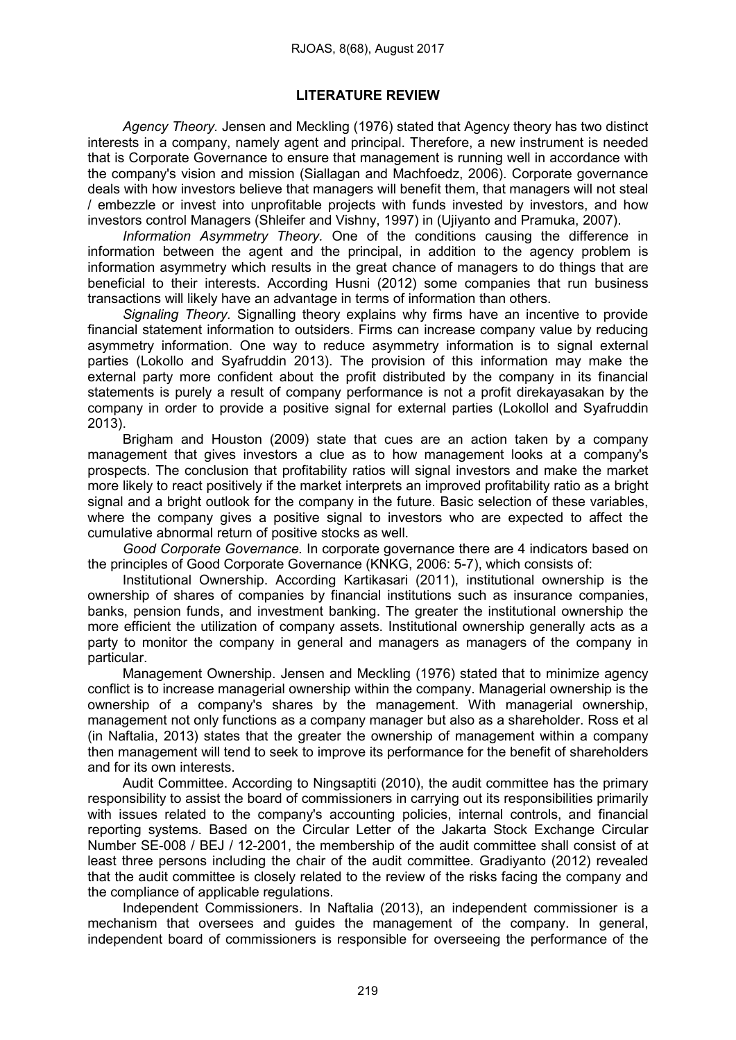## LITERATURE REVIEW

*Agency Theory.* Jensen and Meckling (1976) stated that Agency theory has two distinct interests in a company, namely agent and principal. Therefore, a new instrument is needed that is Corporate Governance to ensure that management is running well in accordance with the company's vision and mission (Siallagan and Machfoedz, 2006). Corporate governance deals with how investors believe that managers will benefit them, that managers will not steal / embezzle or invest into unprofitable projects with funds invested by investors, and how investors control Managers (Shleifer and Vishny, 1997) in (Ujiyanto and Pramuka, 2007).

*Information Asymmetry Theory.* One of the conditions causing the difference in information between the agent and the principal, in addition to the agency problem is information asymmetry which results in the great chance of managers to do things that are beneficial to their interests. According Husni (2012) some companies that run business transactions will likely have an advantage in terms of information than others.

*Signaling Theory.* Signalling theory explains why firms have an incentive to provide financial statement information to outsiders. Firms can increase company value by reducing asymmetry information. One way to reduce asymmetry information is to signal external parties (Lokollo and Syafruddin 2013). The provision of this information may make the external party more confident about the profit distributed by the company in its financial statements is purely a result of company performance is not a profit direkayasakan by the company in order to provide a positive signal for external parties (Lokollol and Syafruddin 2013).

Brigham and Houston (2009) state that cues are an action taken by a company management that gives investors a clue as to how management looks at a company's prospects. The conclusion that profitability ratios will signal investors and make the market more likely to react positively if the market interprets an improved profitability ratio as a bright signal and a bright outlook for the company in the future. Basic selection of these variables, where the company gives a positive signal to investors who are expected to affect the cumulative abnormal return of positive stocks as well.

*Good Corporate Governance.* In corporate governance there are 4 indicators based on the principles of Good Corporate Governance (KNKG, 2006: 5-7), which consists of:

Institutional Ownership. According Kartikasari (2011), institutional ownership is the ownership of shares of companies by financial institutions such as insurance companies, banks, pension funds, and investment banking. The greater the institutional ownership the more efficient the utilization of company assets. Institutional ownership generally acts as a party to monitor the company in general and managers as managers of the company in particular.

Management Ownership. Jensen and Meckling (1976) stated that to minimize agency conflict is to increase managerial ownership within the company. Managerial ownership is the ownership of a company's shares by the management. With managerial ownership, management not only functions as a company manager but also as a shareholder. Ross et al (in Naftalia, 2013) states that the greater the ownership of management within a company then management will tend to seek to improve its performance for the benefit of shareholders and for its own interests.

Audit Committee. According to Ningsaptiti (2010), the audit committee has the primary responsibility to assist the board of commissioners in carrying out its responsibilities primarily with issues related to the company's accounting policies, internal controls, and financial reporting systems. Based on the Circular Letter of the Jakarta Stock Exchange Circular Number SE-008 / BEJ / 12-2001, the membership of the audit committee shall consist of at least three persons including the chair of the audit committee. Gradiyanto (2012) revealed that the audit committee is closely related to the review of the risks facing the company and the compliance of applicable regulations.

Independent Commissioners. In Naftalia (2013), an independent commissioner is a mechanism that oversees and guides the management of the company. In general, independent board of commissioners is responsible for overseeing the performance of the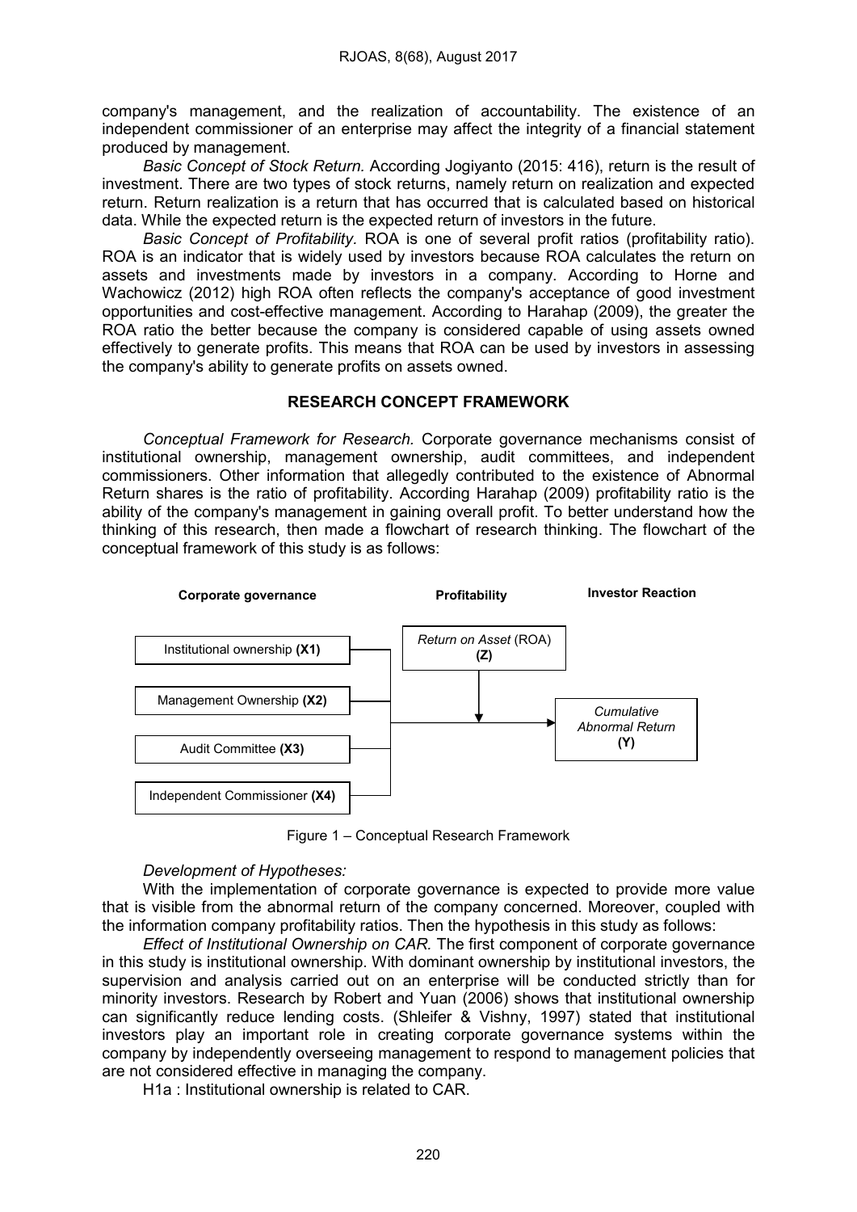company's management, and the realization of accountability. The existence of an independent commissioner of an enterprise may affect the integrity of a financial statement produced by management.

*Basic Concept of Stock Return.* According Jogiyanto (2015: 416), return is the result of investment. There are two types of stock returns, namely return on realization and expected return. Return realization is a return that has occurred that is calculated based on historical data. While the expected return is the expected return of investors in the future.

*Basic Concept of Profitability.* ROA is one of several profit ratios (profitability ratio). ROA is an indicator that is widely used by investors because ROA calculates the return on assets and investments made by investors in a company. According to Horne and Wachowicz (2012) high ROA often reflects the company's acceptance of good investment opportunities and cost-effective management. According to Harahap (2009), the greater the ROA ratio the better because the company is considered capable of using assets owned effectively to generate profits. This means that ROA can be used by investors in assessing the company's ability to generate profits on assets owned.

## RESEARCH CONCEPT FRAMEWORK

*Conceptual Framework for Research.* Corporate governance mechanisms consist of institutional ownership, management ownership, audit committees, and independent commissioners. Other information that allegedly contributed to the existence of Abnormal Return shares is the ratio of profitability. According Harahap (2009) profitability ratio is the ability of the company's management in gaining overall profit. To better understand how the thinking of this research, then made a flowchart of research thinking. The flowchart of the conceptual framework of this study is as follows:

**Corporate governance** — Institutional ownership **(X1)**; Management Ownership **(X2)**; Audit Committee **(X3)**; Independent Commissioner **(X4)**

**Profitability** — *Return on Asset* (ROA) **(Z)**

**Investor Reaction** — *Cumulative Abnormal Return* **(Y)**

Figure 1 – Conceptual Research Framework

*Development of Hypotheses:*

With the implementation of corporate governance is expected to provide more value that is visible from the abnormal return of the company concerned. Moreover, coupled with the information company profitability ratios. Then the hypothesis in this study as follows:

*Effect of Institutional Ownership on CAR.* The first component of corporate governance in this study is institutional ownership. With dominant ownership by institutional investors, the supervision and analysis carried out on an enterprise will be conducted strictly than for minority investors. Research by Robert and Yuan (2006) shows that institutional ownership can significantly reduce lending costs. (Shleifer & Vishny, 1997) stated that institutional investors play an important role in creating corporate governance systems within the company by independently overseeing management to respond to management policies that are not considered effective in managing the company.

H1a : Institutional ownership is related to CAR.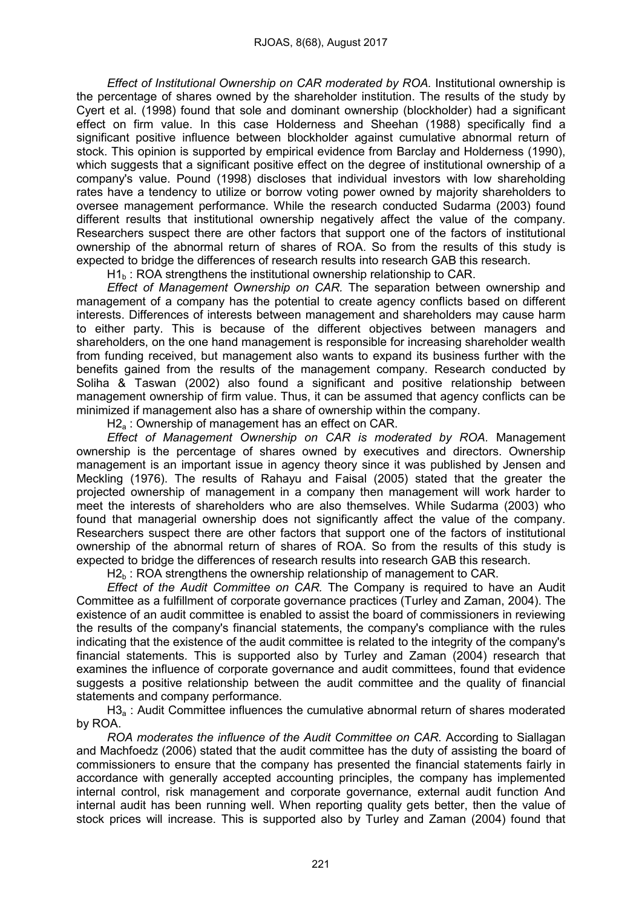*Effect of Institutional Ownership on CAR moderated by ROA.* Institutional ownership is the percentage of shares owned by the shareholder institution. The results of the study by Cyert et al. (1998) found that sole and dominant ownership (blockholder) had a significant effect on firm value. In this case Holderness and Sheehan (1988) specifically find a significant positive influence between blockholder against cumulative abnormal return of stock. This opinion is supported by empirical evidence from Barclay and Holderness (1990), which suggests that a significant positive effect on the degree of institutional ownership of a company's value. Pound (1998) discloses that individual investors with low shareholding rates have a tendency to utilize or borrow voting power owned by majority shareholders to oversee management performance. While the research conducted Sudarma (2003) found different results that institutional ownership negatively affect the value of the company. Researchers suspect there are other factors that support one of the factors of institutional ownership of the abnormal return of shares of ROA. So from the results of this study is expected to bridge the differences of research results into research GAB this research.

$H1_b$ : ROA strengthens the institutional ownership relationship to CAR.

*Effect of Management Ownership on CAR.* The separation between ownership and management of a company has the potential to create agency conflicts based on different interests. Differences of interests between management and shareholders may cause harm to either party. This is because of the different objectives between managers and shareholders, on the one hand management is responsible for increasing shareholder wealth from funding received, but management also wants to expand its business further with the benefits gained from the results of the management company. Research conducted by Soliha & Taswan (2002) also found a significant and positive relationship between management ownership of firm value. Thus, it can be assumed that agency conflicts can be minimized if management also has a share of ownership within the company.

$H2_a$ : Ownership of management has an effect on CAR.

*Effect of Management Ownership on CAR is moderated by ROA.* Management ownership is the percentage of shares owned by executives and directors. Ownership management is an important issue in agency theory since it was published by Jensen and Meckling (1976). The results of Rahayu and Faisal (2005) stated that the greater the projected ownership of management in a company then management will work harder to meet the interests of shareholders who are also themselves. While Sudarma (2003) who found that managerial ownership does not significantly affect the value of the company. Researchers suspect there are other factors that support one of the factors of institutional ownership of the abnormal return of shares of ROA. So from the results of this study is expected to bridge the differences of research results into research GAB this research.

$H2_b$ : ROA strengthens the ownership relationship of management to CAR.

*Effect of the Audit Committee on CAR.* The Company is required to have an Audit Committee as a fulfillment of corporate governance practices (Turley and Zaman, 2004). The existence of an audit committee is enabled to assist the board of commissioners in reviewing the results of the company's financial statements, the company's compliance with the rules indicating that the existence of the audit committee is related to the integrity of the company's financial statements. This is supported also by Turley and Zaman (2004) research that examines the influence of corporate governance and audit committees, found that evidence suggests a positive relationship between the audit committee and the quality of financial statements and company performance.

$H3_a$ : Audit Committee influences the cumulative abnormal return of shares moderated by ROA.

*ROA moderates the influence of the Audit Committee on CAR.* According to Siallagan and Machfoedz (2006) stated that the audit committee has the duty of assisting the board of commissioners to ensure that the company has presented the financial statements fairly in accordance with generally accepted accounting principles, the company has implemented internal control, risk management and corporate governance, external audit function And internal audit has been running well. When reporting quality gets better, then the value of stock prices will increase. This is supported also by Turley and Zaman (2004) found that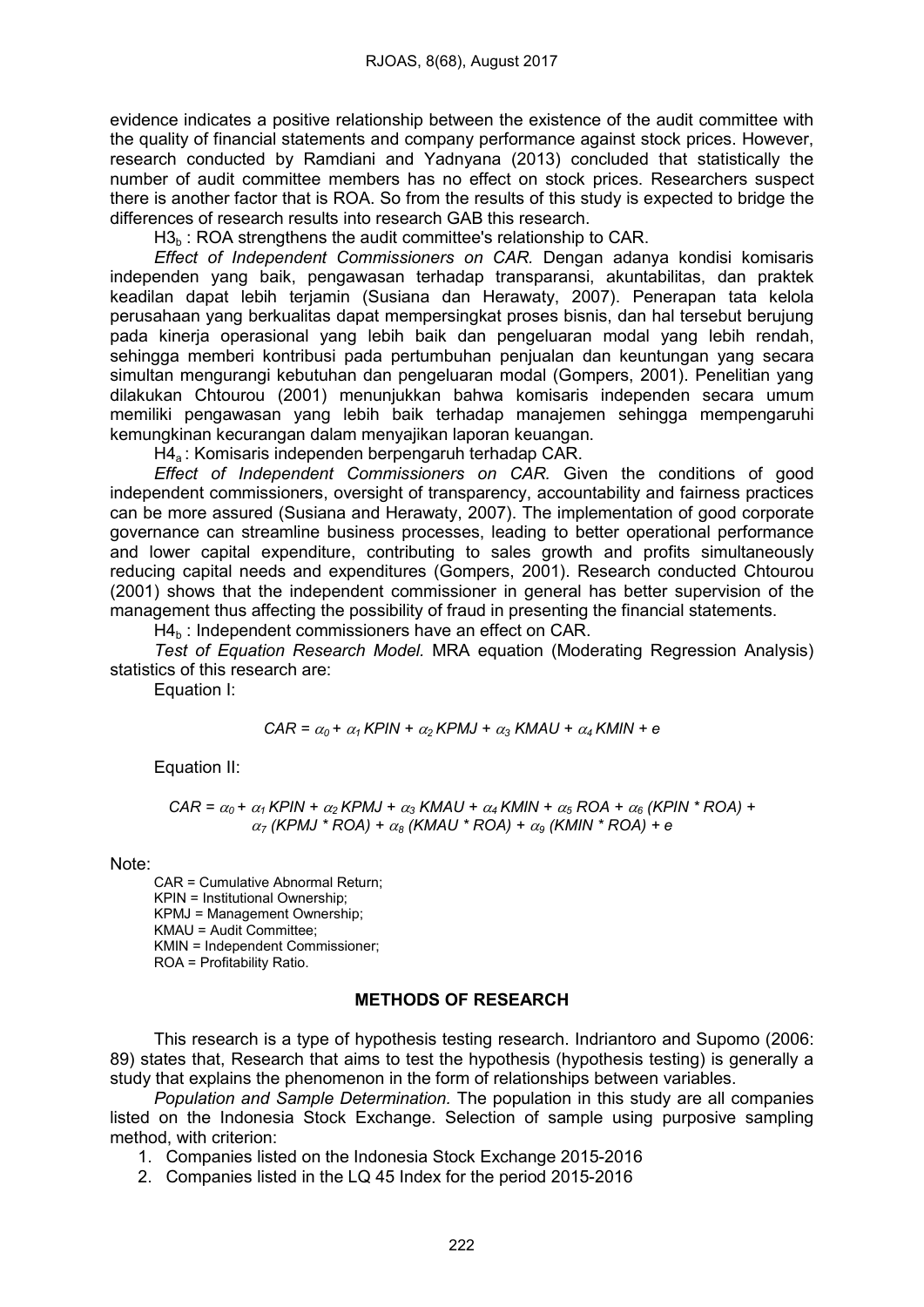evidence indicates a positive relationship between the existence of the audit committee with the quality of financial statements and company performance against stock prices. However, research conducted by Ramdiani and Yadnyana (2013) concluded that statistically the number of audit committee members has no effect on stock prices. Researchers suspect there is another factor that is ROA. So from the results of this study is expected to bridge the differences of research results into research GAB this research.

$H3_b$ : ROA strengthens the audit committee's relationship to CAR.

*Effect of Independent Commissioners on CAR.* Dengan adanya kondisi komisaris independen yang baik, pengawasan terhadap transparansi, akuntabilitas, dan praktek keadilan dapat lebih terjamin (Susiana dan Herawaty, 2007). Penerapan tata kelola perusahaan yang berkualitas dapat mempersingkat proses bisnis, dan hal tersebut berujung pada kinerja operasional yang lebih baik dan pengeluaran modal yang lebih rendah, sehingga memberi kontribusi pada pertumbuhan penjualan dan keuntungan yang secara simultan mengurangi kebutuhan dan pengeluaran modal (Gompers, 2001). Penelitian yang dilakukan Chtourou (2001) menunjukkan bahwa komisaris independen secara umum memiliki pengawasan yang lebih baik terhadap manajemen sehingga mempengaruhi kemungkinan kecurangan dalam menyajikan laporan keuangan.

$H4_a$ : Komisaris independen berpengaruh terhadap CAR.

*Effect of Independent Commissioners on CAR.* Given the conditions of good independent commissioners, oversight of transparency, accountability and fairness practices can be more assured (Susiana and Herawaty, 2007). The implementation of good corporate governance can streamline business processes, leading to better operational performance and lower capital expenditure, contributing to sales growth and profits simultaneously reducing capital needs and expenditures (Gompers, 2001). Research conducted Chtourou (2001) shows that the independent commissioner in general has better supervision of the management thus affecting the possibility of fraud in presenting the financial statements.

$H4_b$ : Independent commissioners have an effect on CAR.

*Test of Equation Research Model.* MRA equation (Moderating Regression Analysis) statistics of this research are:

Equation I:

$$CAR = \alpha_0 + \alpha_1 KPIN + \alpha_2 KPMJ + \alpha_3 KMAU + \alpha_4 KMIN + e$$

Equation II:

$$CAR = \alpha_0 + \alpha_1 KPIN + \alpha_2 KPMJ + \alpha_3 KMAU + \alpha_4 KMIN + \alpha_5 ROA + \alpha_6 (KPIN * ROA) + \alpha_7 (KPMJ * ROA) + \alpha_8 (KMAU * ROA) + \alpha_9 (KMIN * ROA) + e$$

Note:

CAR = Cumulative Abnormal Return;
KPIN = Institutional Ownership;
KPMJ = Management Ownership;
KMAU = Audit Committee;
KMIN = Independent Commissioner;
ROA = Profitability Ratio.

## METHODS OF RESEARCH

This research is a type of hypothesis testing research. Indriantoro and Supomo (2006: 89) states that, Research that aims to test the hypothesis (hypothesis testing) is generally a study that explains the phenomenon in the form of relationships between variables.

*Population and Sample Determination.* The population in this study are all companies listed on the Indonesia Stock Exchange. Selection of sample using purposive sampling method, with criterion:

1. Companies listed on the Indonesia Stock Exchange 2015-2016
2. Companies listed in the LQ 45 Index for the period 2015-2016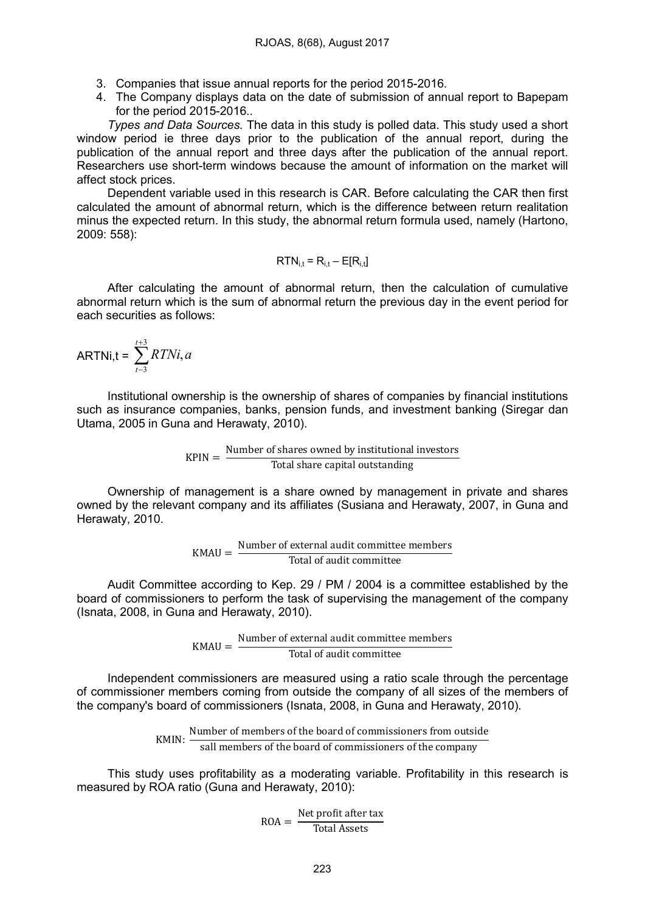3. Companies that issue annual reports for the period 2015-2016.
4. The Company displays data on the date of submission of annual report to Bapepam for the period 2015-2016..

*Types and Data Sources.* The data in this study is polled data. This study used a short window period ie three days prior to the publication of the annual report, during the publication of the annual report and three days after the publication of the annual report. Researchers use short-term windows because the amount of information on the market will affect stock prices.

Dependent variable used in this research is CAR. Before calculating the CAR then first calculated the amount of abnormal return, which is the difference between return realitation minus the expected return. In this study, the abnormal return formula used, namely (Hartono, 2009: 558):

$$RTN_{i,t} = R_{i,t} - E[R_{i,t}]$$

After calculating the amount of abnormal return, then the calculation of cumulative abnormal return which is the sum of abnormal return the previous day in the event period for each securities as follows:

$$ARTNi,t = \sum_{t-3}^{t+3} RTNi,a$$

Institutional ownership is the ownership of shares of companies by financial institutions such as insurance companies, banks, pension funds, and investment banking (Siregar dan Utama, 2005 in Guna and Herawaty, 2010).

$$KPIN = \frac{\text{Number of shares owned by institutional investors}}{\text{Total share capital outstanding}}$$

Ownership of management is a share owned by management in private and shares owned by the relevant company and its affiliates (Susiana and Herawaty, 2007, in Guna and Herawaty, 2010.

$$KMAU = \frac{\text{Number of external audit committee members}}{\text{Total of audit committee}}$$

Audit Committee according to Kep. 29 / PM / 2004 is a committee established by the board of commissioners to perform the task of supervising the management of the company (Isnata, 2008, in Guna and Herawaty, 2010).

$$KMAU = \frac{\text{Number of external audit committee members}}{\text{Total of audit committee}}$$

Independent commissioners are measured using a ratio scale through the percentage of commissioner members coming from outside the company of all sizes of the members of the company's board of commissioners (Isnata, 2008, in Guna and Herawaty, 2010).

$$KMIN: \frac{\text{Number of members of the board of commissioners from outside}}{\text{sall members of the board of commissioners of the company}}$$

This study uses profitability as a moderating variable. Profitability in this research is measured by ROA ratio (Guna and Herawaty, 2010):

$$ROA = \frac{\text{Net profit after tax}}{\text{Total Assets}}$$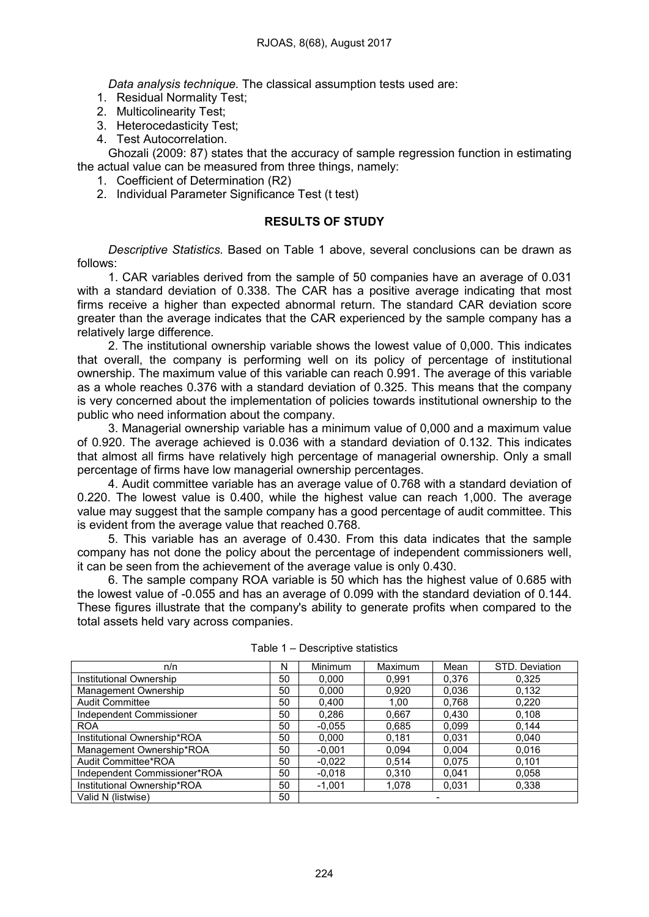*Data analysis technique.* The classical assumption tests used are:

1. Residual Normality Test;
2. Multicolinearity Test;
3. Heterocedasticity Test;
4. Test Autocorrelation.

Ghozali (2009: 87) states that the accuracy of sample regression function in estimating the actual value can be measured from three things, namely:

1. Coefficient of Determination (R2)
2. Individual Parameter Significance Test (t test)

## RESULTS OF STUDY

*Descriptive Statistics.* Based on Table 1 above, several conclusions can be drawn as follows:

1. CAR variables derived from the sample of 50 companies have an average of 0.031 with a standard deviation of 0.338. The CAR has a positive average indicating that most firms receive a higher than expected abnormal return. The standard CAR deviation score greater than the average indicates that the CAR experienced by the sample company has a relatively large difference.

2. The institutional ownership variable shows the lowest value of 0,000. This indicates that overall, the company is performing well on its policy of percentage of institutional ownership. The maximum value of this variable can reach 0.991. The average of this variable as a whole reaches 0.376 with a standard deviation of 0.325. This means that the company is very concerned about the implementation of policies towards institutional ownership to the public who need information about the company.

3. Managerial ownership variable has a minimum value of 0,000 and a maximum value of 0.920. The average achieved is 0.036 with a standard deviation of 0.132. This indicates that almost all firms have relatively high percentage of managerial ownership. Only a small percentage of firms have low managerial ownership percentages.

4. Audit committee variable has an average value of 0.768 with a standard deviation of 0.220. The lowest value is 0.400, while the highest value can reach 1,000. The average value may suggest that the sample company has a good percentage of audit committee. This is evident from the average value that reached 0.768.

5. This variable has an average of 0.430. From this data indicates that the sample company has not done the policy about the percentage of independent commissioners well, it can be seen from the achievement of the average value is only 0.430.

6. The sample company ROA variable is 50 which has the highest value of 0.685 with the lowest value of -0.055 and has an average of 0.099 with the standard deviation of 0.144. These figures illustrate that the company's ability to generate profits when compared to the total assets held vary across companies.

Table 1 – Descriptive statistics

| n/n | N | Minimum | Maximum | Mean | STD. Deviation |
|---|---|---|---|---|---|
| Institutional Ownership | 50 | 0,000 | 0,991 | 0,376 | 0,325 |
| Management Ownership | 50 | 0,000 | 0,920 | 0,036 | 0,132 |
| Audit Committee | 50 | 0,400 | 1,00 | 0,768 | 0,220 |
| Independent Commissioner | 50 | 0,286 | 0,667 | 0,430 | 0,108 |
| ROA | 50 | -0,055 | 0,685 | 0,099 | 0,144 |
| Institutional Ownership*ROA | 50 | 0,000 | 0,181 | 0,031 | 0,040 |
| Management Ownership*ROA | 50 | -0,001 | 0,094 | 0,004 | 0,016 |
| Audit Committee*ROA | 50 | -0,022 | 0,514 | 0,075 | 0,101 |
| Independent Commissioner*ROA | 50 | -0,018 | 0,310 | 0,041 | 0,058 |
| Institutional Ownership*ROA | 50 | -1,001 | 1,078 | 0,031 | 0,338 |
| Valid N (listwise) | 50 | - | | | |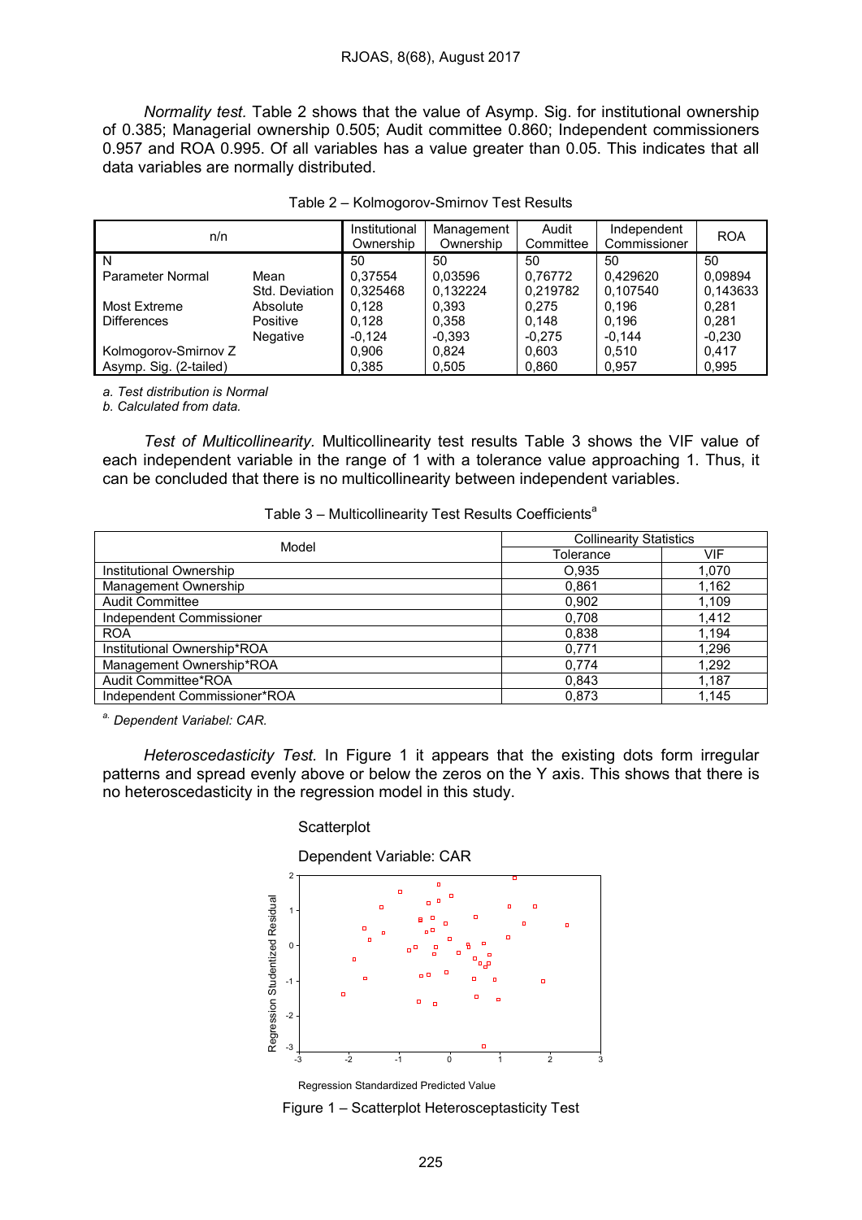*Normality test.* Table 2 shows that the value of Asymp. Sig. for institutional ownership of 0.385; Managerial ownership 0.505; Audit committee 0.860; Independent commissioners 0.957 and ROA 0.995. Of all variables has a value greater than 0.05. This indicates that all data variables are normally distributed.

Table 2 – Kolmogorov-Smirnov Test Results

| n/n | | Institutional Ownership | Management Ownership | Audit Committee | Independent Commissioner | ROA |
|---|---|---|---|---|---|---|
| N | | 50 | 50 | 50 | 50 | 50 |
| Parameter Normal | Mean | 0,37554 | 0,03596 | 0,76772 | 0,429620 | 0,09894 |
| | Std. Deviation | 0,325468 | 0,132224 | 0,219782 | 0,107540 | 0,143633 |
| Most Extreme | Absolute | 0,128 | 0,393 | 0,275 | 0,196 | 0,281 |
| Differences | Positive | 0,128 | 0,358 | 0,148 | 0,196 | 0,281 |
| | Negative | -0,124 | -0,393 | -0,275 | -0,144 | -0,230 |
| Kolmogorov-Smirnov Z | | 0,906 | 0,824 | 0,603 | 0,510 | 0,417 |
| Asymp. Sig. (2-tailed) | | 0,385 | 0,505 | 0,860 | 0,957 | 0,995 |

*a. Test distribution is Normal*
*b. Calculated from data.*

*Test of Multicollinearity.* Multicollinearity test results Table 3 shows the VIF value of each independent variable in the range of 1 with a tolerance value approaching 1. Thus, it can be concluded that there is no multicollinearity between independent variables.

Table 3 – Multicollinearity Test Results Coefficients[a]

| Model | Collinearity Statistics | |
|---|---|---|
| | Tolerance | VIF |
| Institutional Ownership | O,935 | 1,070 |
| Management Ownership | 0,861 | 1,162 |
| Audit Committee | 0,902 | 1,109 |
| Independent Commissioner | 0,708 | 1,412 |
| ROA | 0,838 | 1,194 |
| Institutional Ownership*ROA | 0,771 | 1,296 |
| Management Ownership*ROA | 0,774 | 1,292 |
| Audit Committee*ROA | 0,843 | 1,187 |
| Independent Commissioner*ROA | 0,873 | 1,145 |

[a] *Dependent Variabel: CAR.*

*Heteroscedasticity Test.* In Figure 1 it appears that the existing dots form irregular patterns and spread evenly above or below the zeros on the Y axis. This shows that there is no heteroscedasticity in the regression model in this study.

Scatterplot

Dependent Variable: CAR

Regression Studentized Residual

Regression Standardized Predicted Value

Figure 1 – Scatterplot Heterosceptasticity Test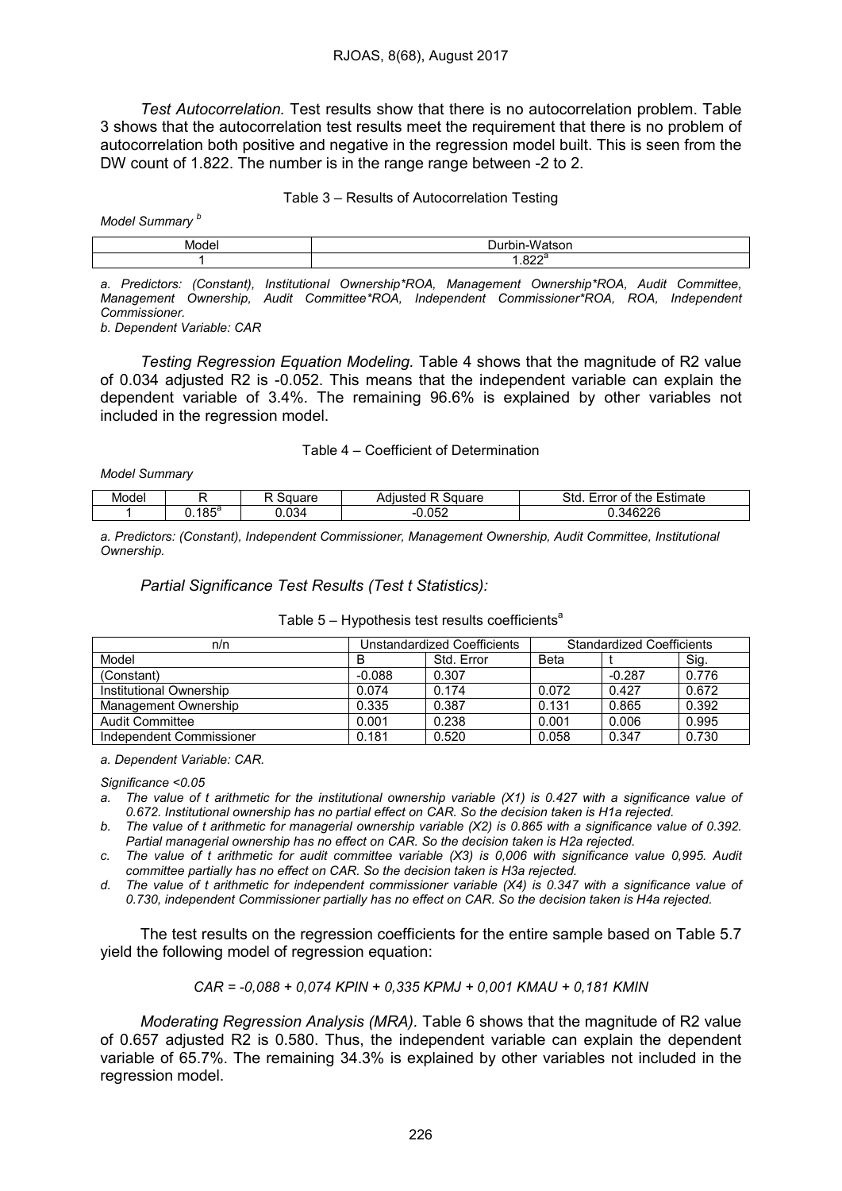*Test Autocorrelation.* Test results show that there is no autocorrelation problem. Table 3 shows that the autocorrelation test results meet the requirement that there is no problem of autocorrelation both positive and negative in the regression model built. This is seen from the DW count of 1.822. The number is in the range range between -2 to 2.

Table 3 – Results of Autocorrelation Testing

*Model Summary* [b]

| Model | Durbin-Watson |
|---|---|
| 1 | 1.822[a] |

*a. Predictors: (Constant), Institutional Ownership\*ROA, Management Ownership\*ROA, Audit Committee, Management Ownership, Audit Committee\*ROA, Independent Commissioner\*ROA, ROA, Independent Commissioner.*
*b. Dependent Variable: CAR*

*Testing Regression Equation Modeling.* Table 4 shows that the magnitude of R2 value of 0.034 adjusted R2 is -0.052. This means that the independent variable can explain the dependent variable of 3.4%. The remaining 96.6% is explained by other variables not included in the regression model.

Table 4 – Coefficient of Determination

*Model Summary*

| Model | R | R Square | Adjusted R Square | Std. Error of the Estimate |
|---|---|---|---|---|
| 1 | 0.185[a] | 0.034 | -0.052 | 0.346226 |

*a. Predictors: (Constant), Independent Commissioner, Management Ownership, Audit Committee, Institutional Ownership.*

*Partial Significance Test Results (Test t Statistics):*

Table 5 – Hypothesis test results coefficients[a]

| n/n | Unstandardized Coefficients | | Standardized Coefficients | | |
|---|---|---|---|---|---|
| Model | B | Std. Error | Beta | t | Sig. |
| (Constant) | -0.088 | 0.307 | | -0.287 | 0.776 |
| Institutional Ownership | 0.074 | 0.174 | 0.072 | 0.427 | 0.672 |
| Management Ownership | 0.335 | 0.387 | 0.131 | 0.865 | 0.392 |
| Audit Committee | 0.001 | 0.238 | 0.001 | 0.006 | 0.995 |
| Independent Commissioner | 0.181 | 0.520 | 0.058 | 0.347 | 0.730 |

*a. Dependent Variable: CAR.*

*Significance <0.05*

*a. The value of t arithmetic for the institutional ownership variable (X1) is 0.427 with a significance value of 0.672. Institutional ownership has no partial effect on CAR. So the decision taken is H1a rejected.*
*b. The value of t arithmetic for managerial ownership variable (X2) is 0.865 with a significance value of 0.392. Partial managerial ownership has no effect on CAR. So the decision taken is H2a rejected.*
*c. The value of t arithmetic for audit committee variable (X3) is 0,006 with significance value 0,995. Audit committee partially has no effect on CAR. So the decision taken is H3a rejected.*
*d. The value of t arithmetic for independent commissioner variable (X4) is 0.347 with a significance value of 0.730, independent Commissioner partially has no effect on CAR. So the decision taken is H4a rejected.*

The test results on the regression coefficients for the entire sample based on Table 5.7 yield the following model of regression equation:

*CAR = -0,088 + 0,074 KPIN + 0,335 KPMJ + 0,001 KMAU + 0,181 KMIN*

*Moderating Regression Analysis (MRA).* Table 6 shows that the magnitude of R2 value of 0.657 adjusted R2 is 0.580. Thus, the independent variable can explain the dependent variable of 65.7%. The remaining 34.3% is explained by other variables not included in the regression model.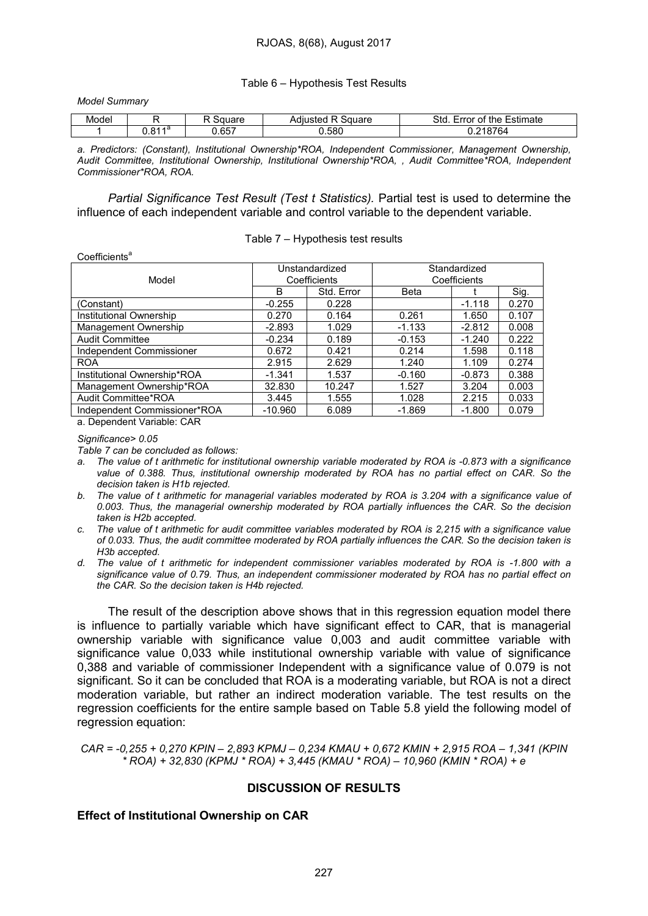Table 6 – Hypothesis Test Results

*Model Summary*

| Model | R | R Square | Adjusted R Square | Std. Error of the Estimate |
|---|---|---|---|---|
| 1 | 0.811[a] | 0.657 | 0.580 | 0.218764 |

*a. Predictors: (Constant), Institutional Ownership\*ROA, Independent Commissioner, Management Ownership, Audit Committee, Institutional Ownership, Institutional Ownership\*ROA, , Audit Committee\*ROA, Independent Commissioner\*ROA, ROA.*

*Partial Significance Test Result (Test t Statistics).* Partial test is used to determine the influence of each independent variable and control variable to the dependent variable.

Table 7 – Hypothesis test results

Coefficients[a]

| Model | Unstandardized Coefficients | | Standardized Coefficients | | |
|---|---|---|---|---|---|
| | B | Std. Error | Beta | t | Sig. |
| (Constant) | -0.255 | 0.228 | | -1.118 | 0.270 |
| Institutional Ownership | 0.270 | 0.164 | 0.261 | 1.650 | 0.107 |
| Management Ownership | -2.893 | 1.029 | -1.133 | -2.812 | 0.008 |
| Audit Committee | -0.234 | 0.189 | -0.153 | -1.240 | 0.222 |
| Independent Commissioner | 0.672 | 0.421 | 0.214 | 1.598 | 0.118 |
| ROA | 2.915 | 2.629 | 1.240 | 1.109 | 0.274 |
| Institutional Ownership*ROA | -1.341 | 1.537 | -0.160 | -0.873 | 0.388 |
| Management Ownership*ROA | 32.830 | 10.247 | 1.527 | 3.204 | 0.003 |
| Audit Committee*ROA | 3.445 | 1.555 | 1.028 | 2.215 | 0.033 |
| Independent Commissioner*ROA | -10.960 | 6.089 | -1.869 | -1.800 | 0.079 |

a. Dependent Variable: CAR

*Significance> 0.05*

*Table 7 can be concluded as follows:*

*a. The value of t arithmetic for institutional ownership variable moderated by ROA is -0.873 with a significance value of 0.388. Thus, institutional ownership moderated by ROA has no partial effect on CAR. So the decision taken is H1b rejected.*

*b. The value of t arithmetic for managerial variables moderated by ROA is 3.204 with a significance value of 0.003. Thus, the managerial ownership moderated by ROA partially influences the CAR. So the decision taken is H2b accepted.*

*c. The value of t arithmetic for audit committee variables moderated by ROA is 2,215 with a significance value of 0.033. Thus, the audit committee moderated by ROA partially influences the CAR. So the decision taken is H3b accepted.*

*d. The value of t arithmetic for independent commissioner variables moderated by ROA is -1.800 with a significance value of 0.79. Thus, an independent commissioner moderated by ROA has no partial effect on the CAR. So the decision taken is H4b rejected.*

The result of the description above shows that in this regression equation model there is influence to partially variable which have significant effect to CAR, that is managerial ownership variable with significance value 0,003 and audit committee variable with significance value 0,033 while institutional ownership variable with value of significance 0,388 and variable of commissioner Independent with a significance value of 0.079 is not significant. So it can be concluded that ROA is a moderating variable, but ROA is not a direct moderation variable, but rather an indirect moderation variable. The test results on the regression coefficients for the entire sample based on Table 5.8 yield the following model of regression equation:

$$CAR = -0{,}255 + 0{,}270\ KPIN - 2{,}893\ KPMJ - 0{,}234\ KMAU + 0{,}672\ KMIN + 2{,}915\ ROA - 1{,}341\ (KPIN * ROA) + 32{,}830\ (KPMJ * ROA) + 3{,}445\ (KMAU * ROA) - 10{,}960\ (KMIN * ROA) + e$$

## DISCUSSION OF RESULTS

### Effect of Institutional Ownership on CAR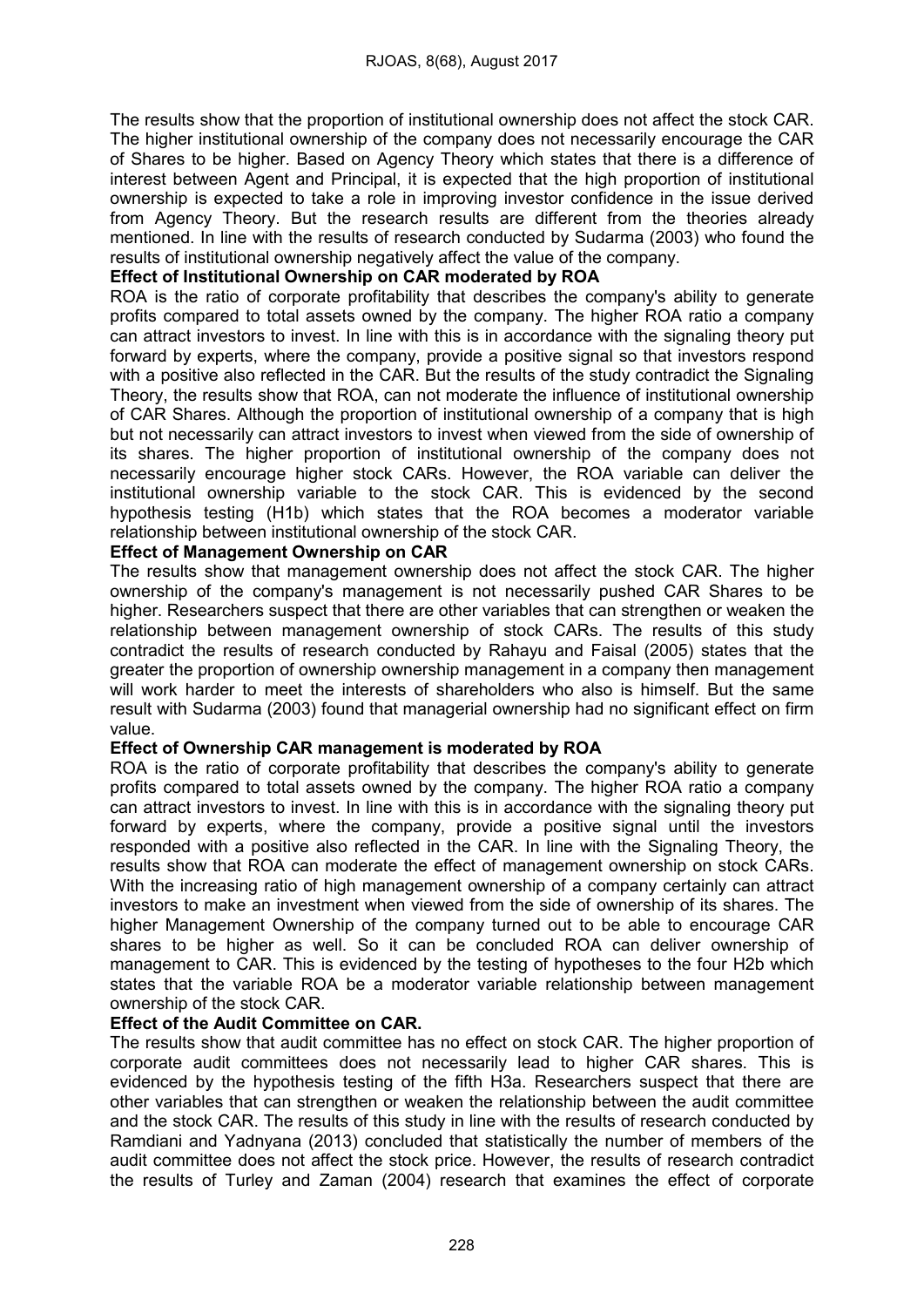The results show that the proportion of institutional ownership does not affect the stock CAR. The higher institutional ownership of the company does not necessarily encourage the CAR of Shares to be higher. Based on Agency Theory which states that there is a difference of interest between Agent and Principal, it is expected that the high proportion of institutional ownership is expected to take a role in improving investor confidence in the issue derived from Agency Theory. But the research results are different from the theories already mentioned. In line with the results of research conducted by Sudarma (2003) who found the results of institutional ownership negatively affect the value of the company.

**Effect of Institutional Ownership on CAR moderated by ROA**

ROA is the ratio of corporate profitability that describes the company's ability to generate profits compared to total assets owned by the company. The higher ROA ratio a company can attract investors to invest. In line with this is in accordance with the signaling theory put forward by experts, where the company, provide a positive signal so that investors respond with a positive also reflected in the CAR. But the results of the study contradict the Signaling Theory, the results show that ROA, can not moderate the influence of institutional ownership of CAR Shares. Although the proportion of institutional ownership of a company that is high but not necessarily can attract investors to invest when viewed from the side of ownership of its shares. The higher proportion of institutional ownership of the company does not necessarily encourage higher stock CARs. However, the ROA variable can deliver the institutional ownership variable to the stock CAR. This is evidenced by the second hypothesis testing (H1b) which states that the ROA becomes a moderator variable relationship between institutional ownership of the stock CAR.

**Effect of Management Ownership on CAR**

The results show that management ownership does not affect the stock CAR. The higher ownership of the company's management is not necessarily pushed CAR Shares to be higher. Researchers suspect that there are other variables that can strengthen or weaken the relationship between management ownership of stock CARs. The results of this study contradict the results of research conducted by Rahayu and Faisal (2005) states that the greater the proportion of ownership ownership management in a company then management will work harder to meet the interests of shareholders who also is himself. But the same result with Sudarma (2003) found that managerial ownership had no significant effect on firm value.

**Effect of Ownership CAR management is moderated by ROA**

ROA is the ratio of corporate profitability that describes the company's ability to generate profits compared to total assets owned by the company. The higher ROA ratio a company can attract investors to invest. In line with this is in accordance with the signaling theory put forward by experts, where the company, provide a positive signal until the investors responded with a positive also reflected in the CAR. In line with the Signaling Theory, the results show that ROA can moderate the effect of management ownership on stock CARs. With the increasing ratio of high management ownership of a company certainly can attract investors to make an investment when viewed from the side of ownership of its shares. The higher Management Ownership of the company turned out to be able to encourage CAR shares to be higher as well. So it can be concluded ROA can deliver ownership of management to CAR. This is evidenced by the testing of hypotheses to the four H2b which states that the variable ROA be a moderator variable relationship between management ownership of the stock CAR.

**Effect of the Audit Committee on CAR.**

The results show that audit committee has no effect on stock CAR. The higher proportion of corporate audit committees does not necessarily lead to higher CAR shares. This is evidenced by the hypothesis testing of the fifth H3a. Researchers suspect that there are other variables that can strengthen or weaken the relationship between the audit committee and the stock CAR. The results of this study in line with the results of research conducted by Ramdiani and Yadnyana (2013) concluded that statistically the number of members of the audit committee does not affect the stock price. However, the results of research contradict the results of Turley and Zaman (2004) research that examines the effect of corporate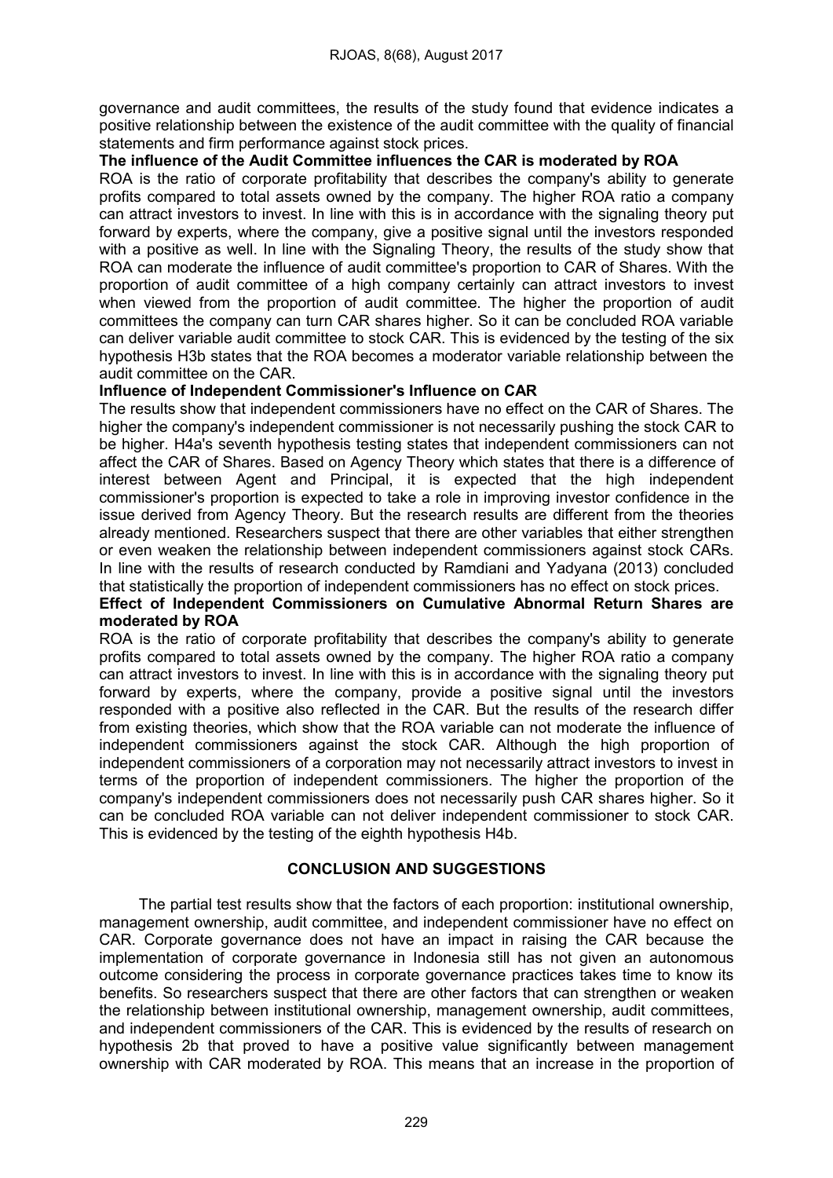governance and audit committees, the results of the study found that evidence indicates a positive relationship between the existence of the audit committee with the quality of financial statements and firm performance against stock prices.

**The influence of the Audit Committee influences the CAR is moderated by ROA**

ROA is the ratio of corporate profitability that describes the company's ability to generate profits compared to total assets owned by the company. The higher ROA ratio a company can attract investors to invest. In line with this is in accordance with the signaling theory put forward by experts, where the company, give a positive signal until the investors responded with a positive as well. In line with the Signaling Theory, the results of the study show that ROA can moderate the influence of audit committee's proportion to CAR of Shares. With the proportion of audit committee of a high company certainly can attract investors to invest when viewed from the proportion of audit committee. The higher the proportion of audit committees the company can turn CAR shares higher. So it can be concluded ROA variable can deliver variable audit committee to stock CAR. This is evidenced by the testing of the six hypothesis H3b states that the ROA becomes a moderator variable relationship between the audit committee on the CAR.

**Influence of Independent Commissioner's Influence on CAR**

The results show that independent commissioners have no effect on the CAR of Shares. The higher the company's independent commissioner is not necessarily pushing the stock CAR to be higher. H4a's seventh hypothesis testing states that independent commissioners can not affect the CAR of Shares. Based on Agency Theory which states that there is a difference of interest between Agent and Principal, it is expected that the high independent commissioner's proportion is expected to take a role in improving investor confidence in the issue derived from Agency Theory. But the research results are different from the theories already mentioned. Researchers suspect that there are other variables that either strengthen or even weaken the relationship between independent commissioners against stock CARs. In line with the results of research conducted by Ramdiani and Yadyana (2013) concluded that statistically the proportion of independent commissioners has no effect on stock prices.

**Effect of Independent Commissioners on Cumulative Abnormal Return Shares are moderated by ROA**

ROA is the ratio of corporate profitability that describes the company's ability to generate profits compared to total assets owned by the company. The higher ROA ratio a company can attract investors to invest. In line with this is in accordance with the signaling theory put forward by experts, where the company, provide a positive signal until the investors responded with a positive also reflected in the CAR. But the results of the research differ from existing theories, which show that the ROA variable can not moderate the influence of independent commissioners against the stock CAR. Although the high proportion of independent commissioners of a corporation may not necessarily attract investors to invest in terms of the proportion of independent commissioners. The higher the proportion of the company's independent commissioners does not necessarily push CAR shares higher. So it can be concluded ROA variable can not deliver independent commissioner to stock CAR. This is evidenced by the testing of the eighth hypothesis H4b.

## CONCLUSION AND SUGGESTIONS

The partial test results show that the factors of each proportion: institutional ownership, management ownership, audit committee, and independent commissioner have no effect on CAR. Corporate governance does not have an impact in raising the CAR because the implementation of corporate governance in Indonesia still has not given an autonomous outcome considering the process in corporate governance practices takes time to know its benefits. So researchers suspect that there are other factors that can strengthen or weaken the relationship between institutional ownership, management ownership, audit committees, and independent commissioners of the CAR. This is evidenced by the results of research on hypothesis 2b that proved to have a positive value significantly between management ownership with CAR moderated by ROA. This means that an increase in the proportion of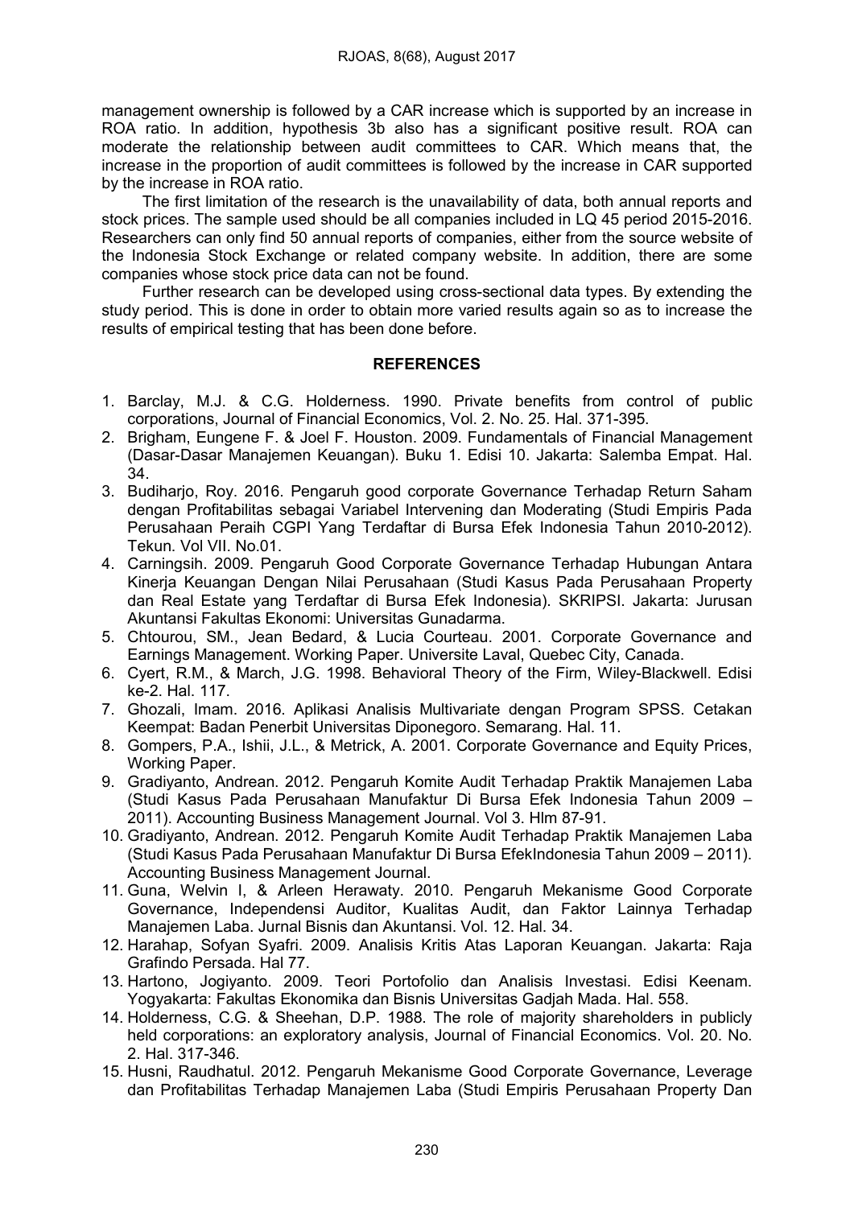management ownership is followed by a CAR increase which is supported by an increase in ROA ratio. In addition, hypothesis 3b also has a significant positive result. ROA can moderate the relationship between audit committees to CAR. Which means that, the increase in the proportion of audit committees is followed by the increase in CAR supported by the increase in ROA ratio.

The first limitation of the research is the unavailability of data, both annual reports and stock prices. The sample used should be all companies included in LQ 45 period 2015-2016. Researchers can only find 50 annual reports of companies, either from the source website of the Indonesia Stock Exchange or related company website. In addition, there are some companies whose stock price data can not be found.

Further research can be developed using cross-sectional data types. By extending the study period. This is done in order to obtain more varied results again so as to increase the results of empirical testing that has been done before.

## REFERENCES

1. Barclay, M.J. & C.G. Holderness. 1990. Private benefits from control of public corporations, Journal of Financial Economics, Vol. 2. No. 25. Hal. 371-395.
2. Brigham, Eungene F. & Joel F. Houston. 2009. Fundamentals of Financial Management (Dasar-Dasar Manajemen Keuangan). Buku 1. Edisi 10. Jakarta: Salemba Empat. Hal. 34.
3. Budiharjo, Roy. 2016. Pengaruh good corporate Governance Terhadap Return Saham dengan Profitabilitas sebagai Variabel Intervening dan Moderating (Studi Empiris Pada Perusahaan Peraih CGPI Yang Terdaftar di Bursa Efek Indonesia Tahun 2010-2012). Tekun. Vol VII. No.01.
4. Carningsih. 2009. Pengaruh Good Corporate Governance Terhadap Hubungan Antara Kinerja Keuangan Dengan Nilai Perusahaan (Studi Kasus Pada Perusahaan Property dan Real Estate yang Terdaftar di Bursa Efek Indonesia). SKRIPSI. Jakarta: Jurusan Akuntansi Fakultas Ekonomi: Universitas Gunadarma.
5. Chtourou, SM., Jean Bedard, & Lucia Courteau. 2001. Corporate Governance and Earnings Management. Working Paper. Universite Laval, Quebec City, Canada.
6. Cyert, R.M., & March, J.G. 1998. Behavioral Theory of the Firm, Wiley-Blackwell. Edisi ke-2. Hal. 117.
7. Ghozali, Imam. 2016. Aplikasi Analisis Multivariate dengan Program SPSS. Cetakan Keempat: Badan Penerbit Universitas Diponegoro. Semarang. Hal. 11.
8. Gompers, P.A., Ishii, J.L., & Metrick, A. 2001. Corporate Governance and Equity Prices, Working Paper.
9. Gradiyanto, Andrean. 2012. Pengaruh Komite Audit Terhadap Praktik Manajemen Laba (Studi Kasus Pada Perusahaan Manufaktur Di Bursa Efek Indonesia Tahun 2009 – 2011). Accounting Business Management Journal. Vol 3. Hlm 87-91.
10. Gradiyanto, Andrean. 2012. Pengaruh Komite Audit Terhadap Praktik Manajemen Laba (Studi Kasus Pada Perusahaan Manufaktur Di Bursa EfekIndonesia Tahun 2009 – 2011). Accounting Business Management Journal.
11. Guna, Welvin I, & Arleen Herawaty. 2010. Pengaruh Mekanisme Good Corporate Governance, Independensi Auditor, Kualitas Audit, dan Faktor Lainnya Terhadap Manajemen Laba. Jurnal Bisnis dan Akuntansi. Vol. 12. Hal. 34.
12. Harahap, Sofyan Syafri. 2009. Analisis Kritis Atas Laporan Keuangan. Jakarta: Raja Grafindo Persada. Hal 77.
13. Hartono, Jogiyanto. 2009. Teori Portofolio dan Analisis Investasi. Edisi Keenam. Yogyakarta: Fakultas Ekonomika dan Bisnis Universitas Gadjah Mada. Hal. 558.
14. Holderness, C.G. & Sheehan, D.P. 1988. The role of majority shareholders in publicly held corporations: an exploratory analysis, Journal of Financial Economics. Vol. 20. No. 2. Hal. 317-346.
15. Husni, Raudhatul. 2012. Pengaruh Mekanisme Good Corporate Governance, Leverage dan Profitabilitas Terhadap Manajemen Laba (Studi Empiris Perusahaan Property Dan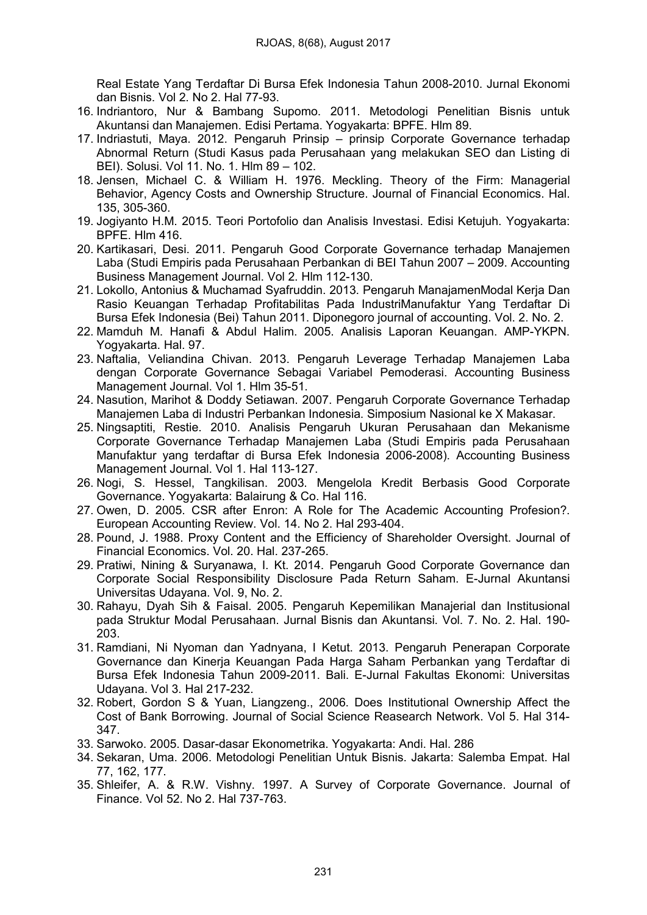Real Estate Yang Terdaftar Di Bursa Efek Indonesia Tahun 2008-2010. Jurnal Ekonomi dan Bisnis. Vol 2. No 2. Hal 77-93.

16. Indriantoro, Nur & Bambang Supomo. 2011. Metodologi Penelitian Bisnis untuk Akuntansi dan Manajemen. Edisi Pertama. Yogyakarta: BPFE. Hlm 89.
17. Indriastuti, Maya. 2012. Pengaruh Prinsip – prinsip Corporate Governance terhadap Abnormal Return (Studi Kasus pada Perusahaan yang melakukan SEO dan Listing di BEI). Solusi. Vol 11. No. 1. Hlm 89 – 102.
18. Jensen, Michael C. & William H. 1976. Meckling. Theory of the Firm: Managerial Behavior, Agency Costs and Ownership Structure. Journal of Financial Economics. Hal. 135, 305-360.
19. Jogiyanto H.M. 2015. Teori Portofolio dan Analisis Investasi. Edisi Ketujuh. Yogyakarta: BPFE. Hlm 416.
20. Kartikasari, Desi. 2011. Pengaruh Good Corporate Governance terhadap Manajemen Laba (Studi Empiris pada Perusahaan Perbankan di BEI Tahun 2007 – 2009. Accounting Business Management Journal. Vol 2. Hlm 112-130.
21. Lokollo, Antonius & Muchamad Syafruddin. 2013. Pengaruh ManajamenModal Kerja Dan Rasio Keuangan Terhadap Profitabilitas Pada IndustriManufaktur Yang Terdaftar Di Bursa Efek Indonesia (Bei) Tahun 2011. Diponegoro journal of accounting. Vol. 2. No. 2.
22. Mamduh M. Hanafi & Abdul Halim. 2005. Analisis Laporan Keuangan. AMP-YKPN. Yogyakarta. Hal. 97.
23. Naftalia, Veliandina Chivan. 2013. Pengaruh Leverage Terhadap Manajemen Laba dengan Corporate Governance Sebagai Variabel Pemoderasi. Accounting Business Management Journal. Vol 1. Hlm 35-51.
24. Nasution, Marihot & Doddy Setiawan. 2007. Pengaruh Corporate Governance Terhadap Manajemen Laba di Industri Perbankan Indonesia. Simposium Nasional ke X Makasar.
25. Ningsaptiti, Restie. 2010. Analisis Pengaruh Ukuran Perusahaan dan Mekanisme Corporate Governance Terhadap Manajemen Laba (Studi Empiris pada Perusahaan Manufaktur yang terdaftar di Bursa Efek Indonesia 2006-2008). Accounting Business Management Journal. Vol 1. Hal 113-127.
26. Nogi, S. Hessel, Tangkilisan. 2003. Mengelola Kredit Berbasis Good Corporate Governance. Yogyakarta: Balairung & Co. Hal 116.
27. Owen, D. 2005. CSR after Enron: A Role for The Academic Accounting Profesion?. European Accounting Review. Vol. 14. No 2. Hal 293-404.
28. Pound, J. 1988. Proxy Content and the Efficiency of Shareholder Oversight. Journal of Financial Economics. Vol. 20. Hal. 237-265.
29. Pratiwi, Nining & Suryanawa, I. Kt. 2014. Pengaruh Good Corporate Governance dan Corporate Social Responsibility Disclosure Pada Return Saham. E-Jurnal Akuntansi Universitas Udayana. Vol. 9, No. 2.
30. Rahayu, Dyah Sih & Faisal. 2005. Pengaruh Kepemilikan Manajerial dan Institusional pada Struktur Modal Perusahaan. Jurnal Bisnis dan Akuntansi. Vol. 7. No. 2. Hal. 190-203.
31. Ramdiani, Ni Nyoman dan Yadnyana, I Ketut. 2013. Pengaruh Penerapan Corporate Governance dan Kinerja Keuangan Pada Harga Saham Perbankan yang Terdaftar di Bursa Efek Indonesia Tahun 2009-2011. Bali. E-Jurnal Fakultas Ekonomi: Universitas Udayana. Vol 3. Hal 217-232.
32. Robert, Gordon S & Yuan, Liangzeng., 2006. Does Institutional Ownership Affect the Cost of Bank Borrowing. Journal of Social Science Reasearch Network. Vol 5. Hal 314-347.
33. Sarwoko. 2005. Dasar-dasar Ekonometrika. Yogyakarta: Andi. Hal. 286
34. Sekaran, Uma. 2006. Metodologi Penelitian Untuk Bisnis. Jakarta: Salemba Empat. Hal 77, 162, 177.
35. Shleifer, A. & R.W. Vishny. 1997. A Survey of Corporate Governance. Journal of Finance. Vol 52. No 2. Hal 737-763.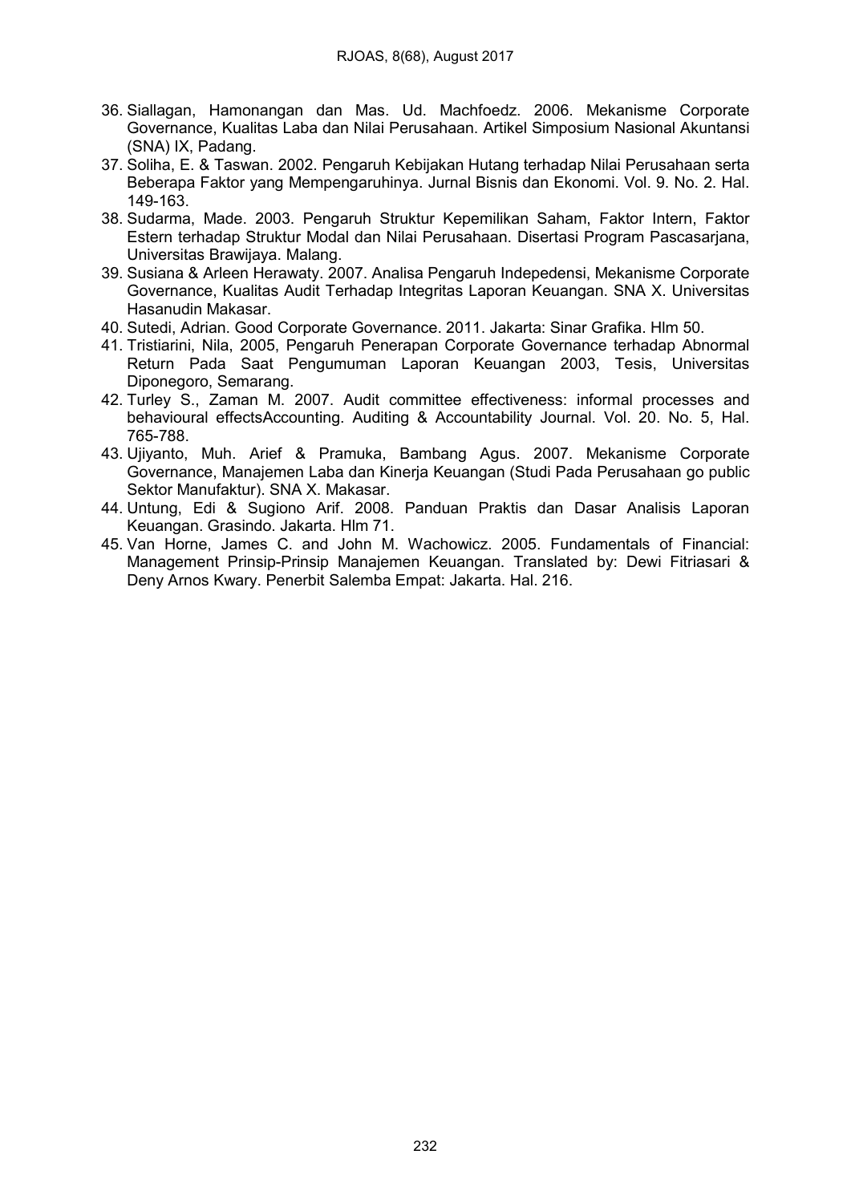36. Siallagan, Hamonangan dan Mas. Ud. Machfoedz. 2006. Mekanisme Corporate Governance, Kualitas Laba dan Nilai Perusahaan. Artikel Simposium Nasional Akuntansi (SNA) IX, Padang.
37. Soliha, E. & Taswan. 2002. Pengaruh Kebijakan Hutang terhadap Nilai Perusahaan serta Beberapa Faktor yang Mempengaruhinya. Jurnal Bisnis dan Ekonomi. Vol. 9. No. 2. Hal. 149-163.
38. Sudarma, Made. 2003. Pengaruh Struktur Kepemilikan Saham, Faktor Intern, Faktor Estern terhadap Struktur Modal dan Nilai Perusahaan. Disertasi Program Pascasarjana, Universitas Brawijaya. Malang.
39. Susiana & Arleen Herawaty. 2007. Analisa Pengaruh Indepedensi, Mekanisme Corporate Governance, Kualitas Audit Terhadap Integritas Laporan Keuangan. SNA X. Universitas Hasanudin Makasar.
40. Sutedi, Adrian. Good Corporate Governance. 2011. Jakarta: Sinar Grafika. Hlm 50.
41. Tristiarini, Nila, 2005, Pengaruh Penerapan Corporate Governance terhadap Abnormal Return Pada Saat Pengumuman Laporan Keuangan 2003, Tesis, Universitas Diponegoro, Semarang.
42. Turley S., Zaman M. 2007. Audit committee effectiveness: informal processes and behavioural effectsAccounting. Auditing & Accountability Journal. Vol. 20. No. 5, Hal. 765-788.
43. Ujiyanto, Muh. Arief & Pramuka, Bambang Agus. 2007. Mekanisme Corporate Governance, Manajemen Laba dan Kinerja Keuangan (Studi Pada Perusahaan go public Sektor Manufaktur). SNA X. Makasar.
44. Untung, Edi & Sugiono Arif. 2008. Panduan Praktis dan Dasar Analisis Laporan Keuangan. Grasindo. Jakarta. Hlm 71.
45. Van Horne, James C. and John M. Wachowicz. 2005. Fundamentals of Financial: Management Prinsip-Prinsip Manajemen Keuangan. Translated by: Dewi Fitriasari & Deny Arnos Kwary. Penerbit Salemba Empat: Jakarta. Hal. 216.